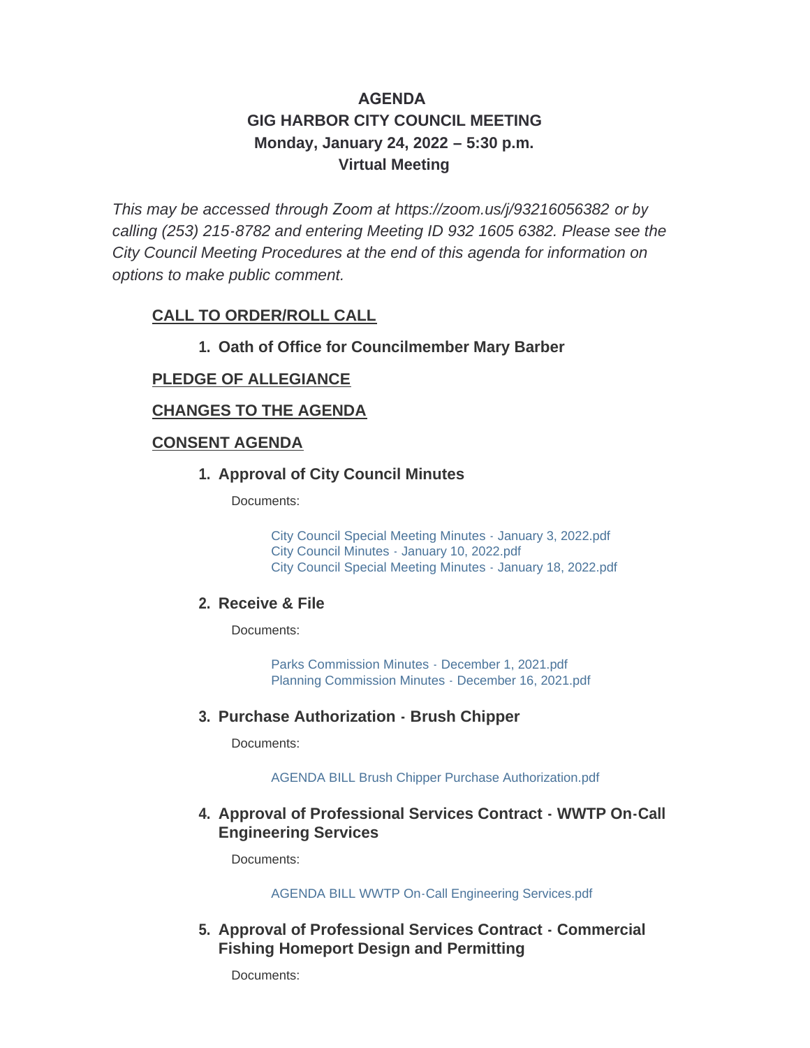# AGENDA
# GIG HARBOR CITY COUNCIL MEETING
# Monday, January 24, 2022 – 5:30 p.m.
# Virtual Meeting

*This may be accessed through Zoom at https://zoom.us/j/93216056382 or by calling (253) 215-8782 and entering Meeting ID 932 1605 6382. Please see the City Council Meeting Procedures at the end of this agenda for information on options to make public comment.*

## CALL TO ORDER/ROLL CALL

1. **Oath of Office for Councilmember Mary Barber**

## PLEDGE OF ALLEGIANCE

## CHANGES TO THE AGENDA

## CONSENT AGENDA

1. **Approval of City Council Minutes**

   Documents:

   City Council Special Meeting Minutes - January 3, 2022.pdf
   City Council Minutes - January 10, 2022.pdf
   City Council Special Meeting Minutes - January 18, 2022.pdf

2. **Receive & File**

   Documents:

   Parks Commission Minutes - December 1, 2021.pdf
   Planning Commission Minutes - December 16, 2021.pdf

3. **Purchase Authorization - Brush Chipper**

   Documents:

   AGENDA BILL Brush Chipper Purchase Authorization.pdf

4. **Approval of Professional Services Contract - WWTP On-Call Engineering Services**

   Documents:

   AGENDA BILL WWTP On-Call Engineering Services.pdf

5. **Approval of Professional Services Contract - Commercial Fishing Homeport Design and Permitting**

   Documents: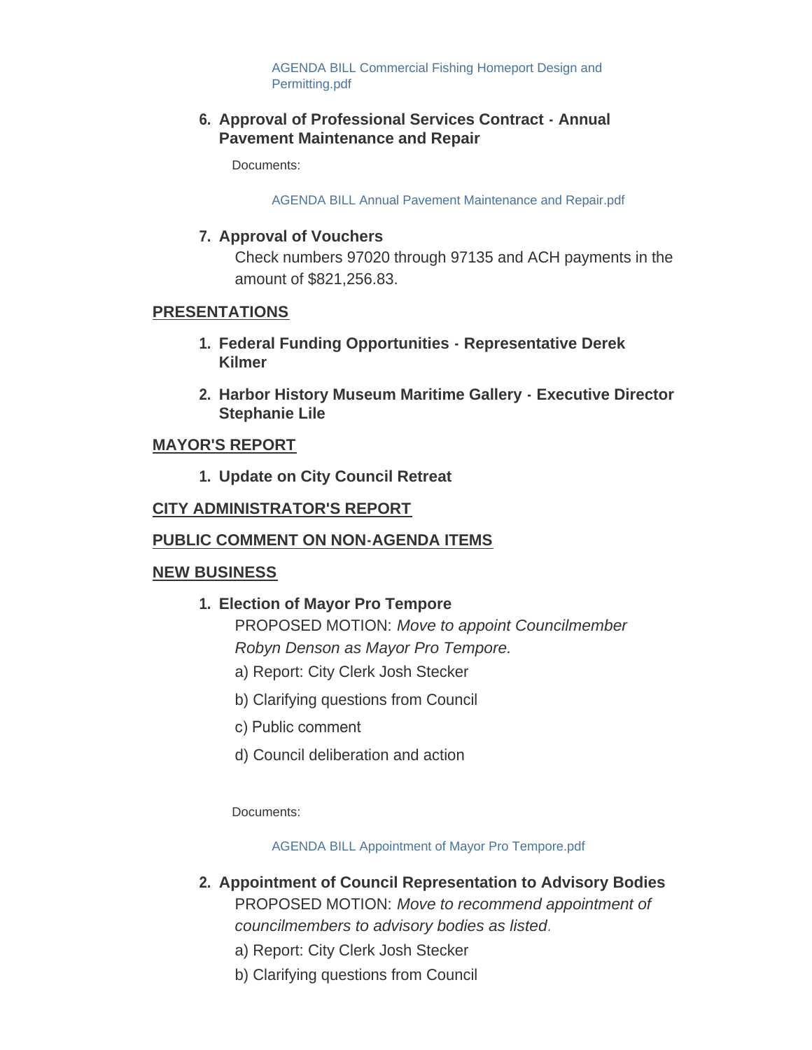AGENDA BILL Commercial Fishing Homeport Design and Permitting.pdf

6. **Approval of Professional Services Contract - Annual Pavement Maintenance and Repair**

   Documents:

   AGENDA BILL Annual Pavement Maintenance and Repair.pdf

7. **Approval of Vouchers**

   Check numbers 97020 through 97135 and ACH payments in the amount of $821,256.83.

## PRESENTATIONS

1. **Federal Funding Opportunities - Representative Derek Kilmer**
2. **Harbor History Museum Maritime Gallery - Executive Director Stephanie Lile**

## MAYOR'S REPORT

1. **Update on City Council Retreat**

## CITY ADMINISTRATOR'S REPORT

## PUBLIC COMMENT ON NON-AGENDA ITEMS

## NEW BUSINESS

1. **Election of Mayor Pro Tempore**

   PROPOSED MOTION: *Move to appoint Councilmember Robyn Denson as Mayor Pro Tempore.*

   a) Report: City Clerk Josh Stecker

   b) Clarifying questions from Council

   c) Public comment

   d) Council deliberation and action

   Documents:

   AGENDA BILL Appointment of Mayor Pro Tempore.pdf

2. **Appointment of Council Representation to Advisory Bodies**

   PROPOSED MOTION: *Move to recommend appointment of councilmembers to advisory bodies as listed*.

   a) Report: City Clerk Josh Stecker

   b) Clarifying questions from Council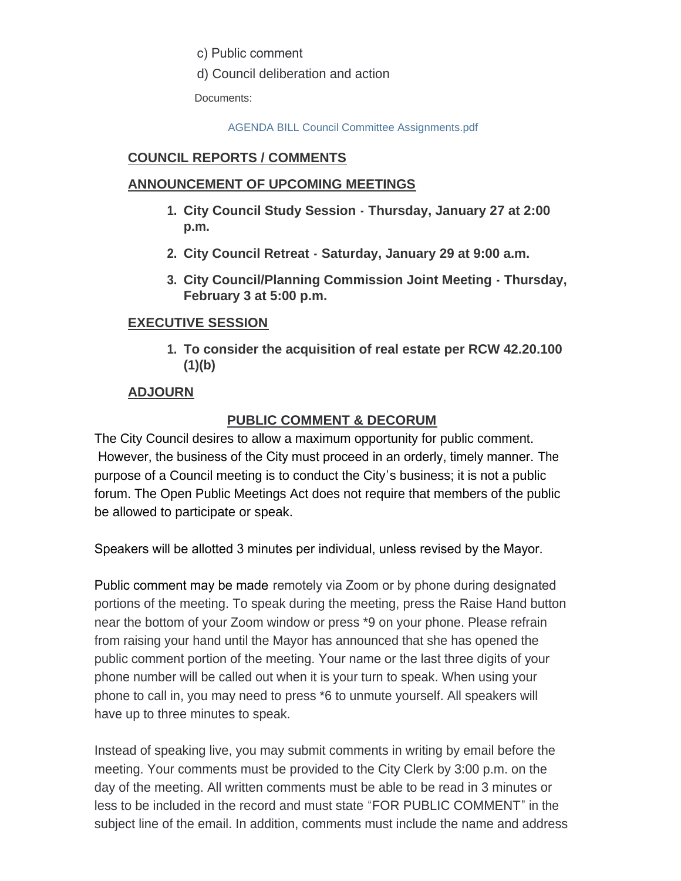c) Public comment

d) Council deliberation and action

Documents:

AGENDA BILL Council Committee Assignments.pdf

## COUNCIL REPORTS / COMMENTS

## ANNOUNCEMENT OF UPCOMING MEETINGS

1. **City Council Study Session - Thursday, January 27 at 2:00 p.m.**
2. **City Council Retreat - Saturday, January 29 at 9:00 a.m.**
3. **City Council/Planning Commission Joint Meeting - Thursday, February 3 at 5:00 p.m.**

## EXECUTIVE SESSION

1. **To consider the acquisition of real estate per RCW 42.20.100 (1)(b)**

## ADJOURN

## PUBLIC COMMENT & DECORUM

The City Council desires to allow a maximum opportunity for public comment. However, the business of the City must proceed in an orderly, timely manner. The purpose of a Council meeting is to conduct the City's business; it is not a public forum. The Open Public Meetings Act does not require that members of the public be allowed to participate or speak.

Speakers will be allotted 3 minutes per individual, unless revised by the Mayor.

Public comment may be made remotely via Zoom or by phone during designated portions of the meeting. To speak during the meeting, press the Raise Hand button near the bottom of your Zoom window or press *9 on your phone. Please refrain from raising your hand until the Mayor has announced that she has opened the public comment portion of the meeting. Your name or the last three digits of your phone number will be called out when it is your turn to speak. When using your phone to call in, you may need to press *6 to unmute yourself. All speakers will have up to three minutes to speak.

Instead of speaking live, you may submit comments in writing by email before the meeting. Your comments must be provided to the City Clerk by 3:00 p.m. on the day of the meeting. All written comments must be able to be read in 3 minutes or less to be included in the record and must state "FOR PUBLIC COMMENT" in the subject line of the email. In addition, comments must include the name and address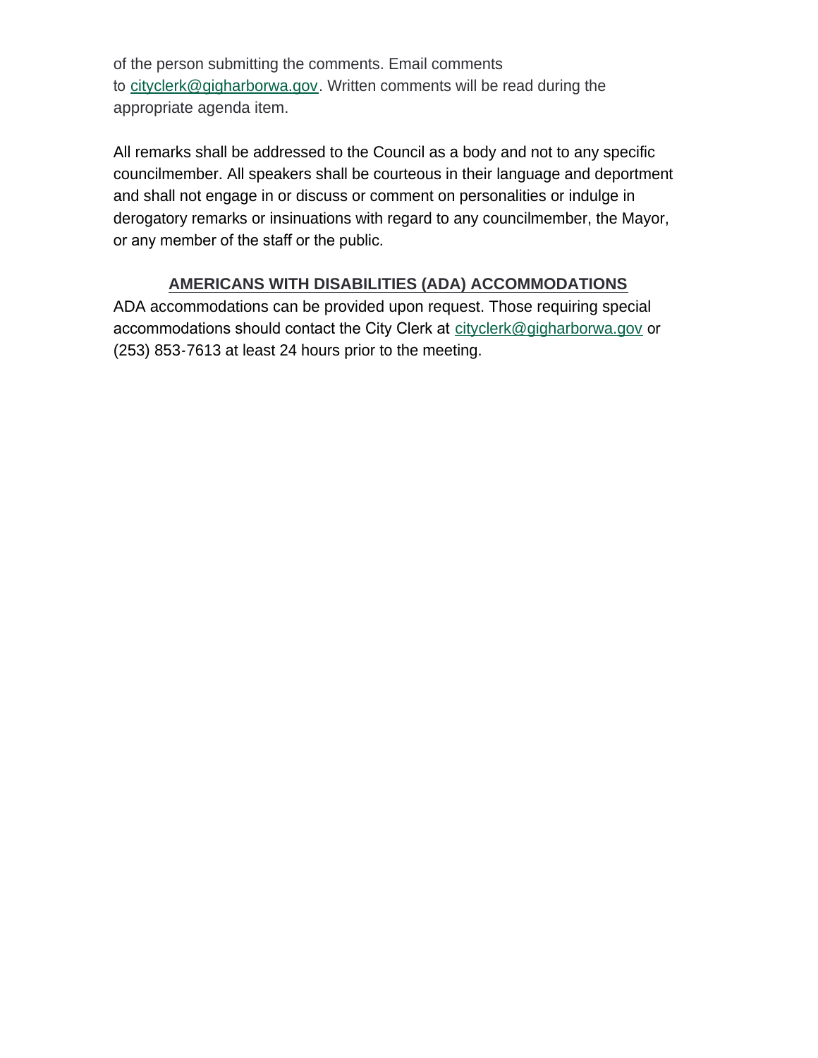of the person submitting the comments. Email comments to cityclerk@gigharborwa.gov. Written comments will be read during the appropriate agenda item.

All remarks shall be addressed to the Council as a body and not to any specific councilmember. All speakers shall be courteous in their language and deportment and shall not engage in or discuss or comment on personalities or indulge in derogatory remarks or insinuations with regard to any councilmember, the Mayor, or any member of the staff or the public.

## AMERICANS WITH DISABILITIES (ADA) ACCOMMODATIONS

ADA accommodations can be provided upon request. Those requiring special accommodations should contact the City Clerk at cityclerk@gigharborwa.gov or (253) 853-7613 at least 24 hours prior to the meeting.